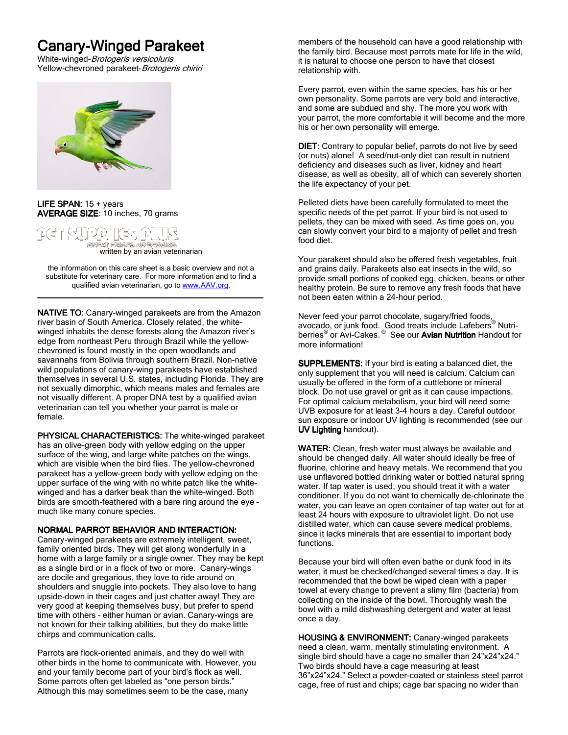# Canary-Winged Parakeet

White-winged-*Brotogeris versicoluris*
Yellow-chevroned parakeet-*Brotogeris chiriri*

**LIFE SPAN:** 15 + years
**AVERAGE SIZE**: 10 inches, 70 grams

PET SUPPLIES PLUS
GREAT PRICES. NO STRESS.
written by an avian veterinarian

the information on this care sheet is a basic overview and not a substitute for veterinary care. For more information and to find a qualified avian veterinarian, go to www.AAV.org.

---

**NATIVE TO:** Canary-winged parakeets are from the Amazon river basin of South America. Closely related, the white-winged inhabits the dense forests along the Amazon river's edge from northeast Peru through Brazil while the yellow-chevroned is found mostly in the open woodlands and savannahs from Bolivia through southern Brazil. Non-native wild populations of canary-wing parakeets have established themselves in several U.S. states, including Florida. They are not sexually dimorphic, which means males and females are not visually different. A proper DNA test by a qualified avian veterinarian can tell you whether your parrot is male or female.

**PHYSICAL CHARACTERISTICS:** The white-winged parakeet has an olive-green body with yellow edging on the upper surface of the wing, and large white patches on the wings, which are visible when the bird flies. The yellow-chevroned parakeet has a yellow-green body with yellow edging on the upper surface of the wing with no white patch like the white-winged and has a darker beak than the white-winged. Both birds are smooth-feathered with a bare ring around the eye – much like many conure species.

**NORMAL PARROT BEHAVIOR AND INTERACTION:**
Canary-winged parakeets are extremely intelligent, sweet, family oriented birds. They will get along wonderfully in a home with a large family or a single owner. They may be kept as a single bird or in a flock of two or more. Canary-wings are docile and gregarious, they love to ride around on shoulders and snuggle into pockets. They also love to hang upside-down in their cages and just chatter away! They are very good at keeping themselves busy, but prefer to spend time with others – either human or avian. Canary-wings are not known for their talking abilities, but they do make little chirps and communication calls.

Parrots are flock-oriented animals, and they do well with other birds in the home to communicate with. However, you and your family become part of your bird's flock as well. Some parrots often get labeled as "one person birds." Although this may sometimes seem to be the case, many members of the household can have a good relationship with the family bird. Because most parrots mate for life in the wild, it is natural to choose one person to have that closest relationship with.

Every parrot, even within the same species, has his or her own personality. Some parrots are very bold and interactive, and some are subdued and shy. The more you work with your parrot, the more comfortable it will become and the more his or her own personality will emerge.

**DIET:** Contrary to popular belief, parrots do not live by seed (or nuts) alone! A seed/nut-only diet can result in nutrient deficiency and diseases such as liver, kidney and heart disease, as well as obesity, all of which can severely shorten the life expectancy of your pet.

Pelleted diets have been carefully formulated to meet the specific needs of the pet parrot. If your bird is not used to pellets, they can be mixed with seed. As time goes on, you can slowly convert your bird to a majority of pellet and fresh food diet.

Your parakeet should also be offered fresh vegetables, fruit and grains daily. Parakeets also eat insects in the wild, so provide small portions of cooked egg, chicken, beans or other healthy protein. Be sure to remove any fresh foods that have not been eaten within a 24-hour period.

Never feed your parrot chocolate, sugary/fried foods, avocado, or junk food. Good treats include Lafebers® Nutri-berries® or Avi-Cakes.® See our **Avian Nutrition** Handout for more information!

**SUPPLEMENTS:** If your bird is eating a balanced diet, the only supplement that you will need is calcium. Calcium can usually be offered in the form of a cuttlebone or mineral block. Do not use gravel or grit as it can cause impactions. For optimal calcium metabolism, your bird will need some UVB exposure for at least 3-4 hours a day. Careful outdoor sun exposure or indoor UV lighting is recommended (see our **UV Lighting** handout).

**WATER:** Clean, fresh water must always be available and should be changed daily. All water should ideally be free of fluorine, chlorine and heavy metals. We recommend that you use unflavored bottled drinking water or bottled natural spring water. If tap water is used, you should treat it with a water conditioner. If you do not want to chemically de-chlorinate the water, you can leave an open container of tap water out for at least 24 hours with exposure to ultraviolet light. Do not use distilled water, which can cause severe medical problems, since it lacks minerals that are essential to important body functions.

Because your bird will often even bathe or dunk food in its water, it must be checked/changed several times a day. It is recommended that the bowl be wiped clean with a paper towel at every change to prevent a slimy film (bacteria) from collecting on the inside of the bowl. Thoroughly wash the bowl with a mild dishwashing detergent and water at least once a day.

**HOUSING & ENVIRONMENT:** Canary-winged parakeets need a clean, warm, mentally stimulating environment. A single bird should have a cage no smaller than 24"x24"x24." Two birds should have a cage measuring at least 36"x24"x24." Select a powder-coated or stainless steel parrot cage, free of rust and chips; cage bar spacing no wider than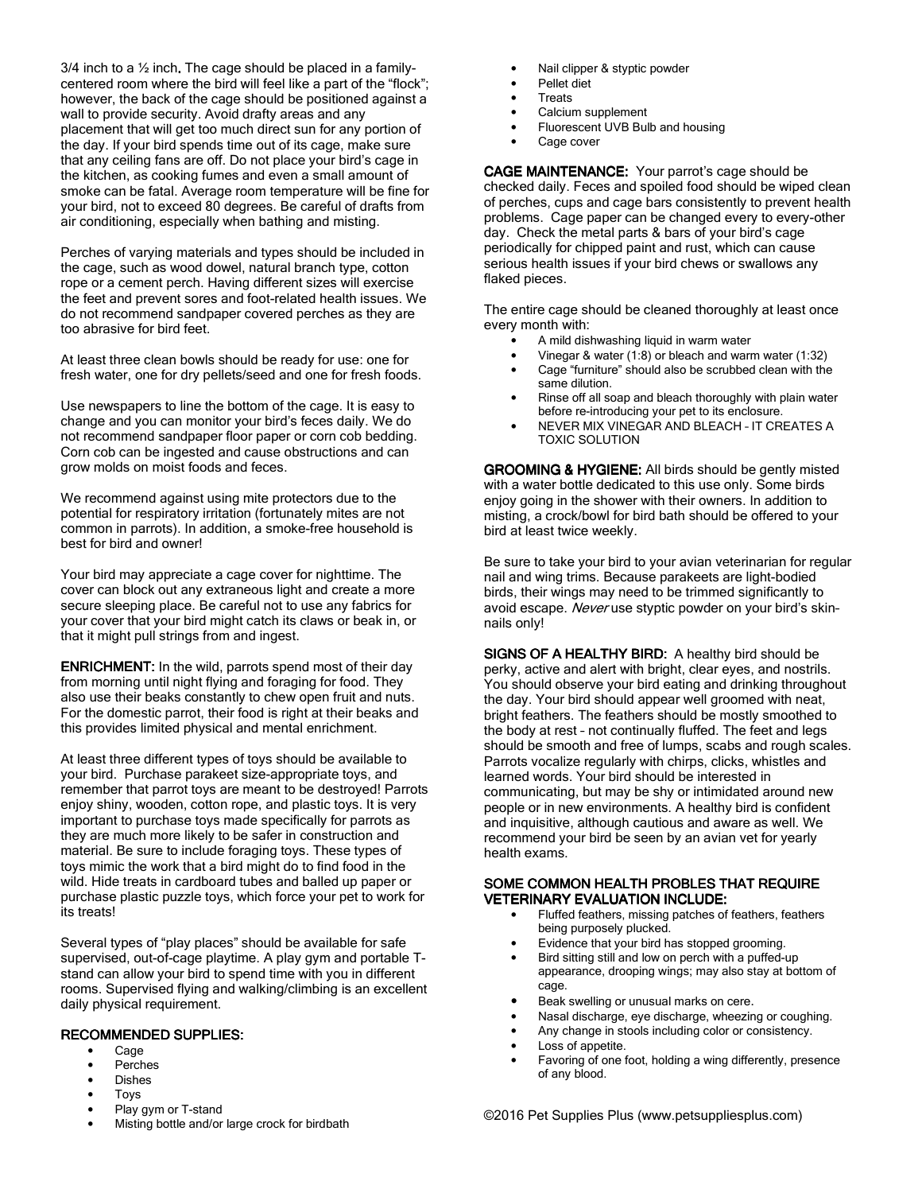3/4 inch to a ½ inch. The cage should be placed in a family-centered room where the bird will feel like a part of the "flock"; however, the back of the cage should be positioned against a wall to provide security. Avoid drafty areas and any placement that will get too much direct sun for any portion of the day. If your bird spends time out of its cage, make sure that any ceiling fans are off. Do not place your bird's cage in the kitchen, as cooking fumes and even a small amount of smoke can be fatal. Average room temperature will be fine for your bird, not to exceed 80 degrees. Be careful of drafts from air conditioning, especially when bathing and misting.

Perches of varying materials and types should be included in the cage, such as wood dowel, natural branch type, cotton rope or a cement perch. Having different sizes will exercise the feet and prevent sores and foot-related health issues. We do not recommend sandpaper covered perches as they are too abrasive for bird feet.

At least three clean bowls should be ready for use: one for fresh water, one for dry pellets/seed and one for fresh foods.

Use newspapers to line the bottom of the cage. It is easy to change and you can monitor your bird's feces daily. We do not recommend sandpaper floor paper or corn cob bedding. Corn cob can be ingested and cause obstructions and can grow molds on moist foods and feces.

We recommend against using mite protectors due to the potential for respiratory irritation (fortunately mites are not common in parrots). In addition, a smoke-free household is best for bird and owner!

Your bird may appreciate a cage cover for nighttime. The cover can block out any extraneous light and create a more secure sleeping place. Be careful not to use any fabrics for your cover that your bird might catch its claws or beak in, or that it might pull strings from and ingest.

**ENRICHMENT:** In the wild, parrots spend most of their day from morning until night flying and foraging for food. They also use their beaks constantly to chew open fruit and nuts. For the domestic parrot, their food is right at their beaks and this provides limited physical and mental enrichment.

At least three different types of toys should be available to your bird. Purchase parakeet size-appropriate toys, and remember that parrot toys are meant to be destroyed! Parrots enjoy shiny, wooden, cotton rope, and plastic toys. It is very important to purchase toys made specifically for parrots as they are much more likely to be safer in construction and material. Be sure to include foraging toys. These types of toys mimic the work that a bird might do to find food in the wild. Hide treats in cardboard tubes and balled up paper or purchase plastic puzzle toys, which force your pet to work for its treats!

Several types of "play places" should be available for safe supervised, out-of-cage playtime. A play gym and portable T-stand can allow your bird to spend time with you in different rooms. Supervised flying and walking/climbing is an excellent daily physical requirement.

**RECOMMENDED SUPPLIES:**

- Cage
- Perches
- Dishes
- Toys
- Play gym or T-stand
- Misting bottle and/or large crock for birdbath
- Nail clipper & styptic powder
- Pellet diet
- Treats
- Calcium supplement
- Fluorescent UVB Bulb and housing
- Cage cover

**CAGE MAINTENANCE:** Your parrot's cage should be checked daily. Feces and spoiled food should be wiped clean of perches, cups and cage bars consistently to prevent health problems. Cage paper can be changed every to every-other day. Check the metal parts & bars of your bird's cage periodically for chipped paint and rust, which can cause serious health issues if your bird chews or swallows any flaked pieces.

The entire cage should be cleaned thoroughly at least once every month with:

- A mild dishwashing liquid in warm water
- Vinegar & water (1:8) or bleach and warm water (1:32)
- Cage "furniture" should also be scrubbed clean with the same dilution.
- Rinse off all soap and bleach thoroughly with plain water before re-introducing your pet to its enclosure.
- NEVER MIX VINEGAR AND BLEACH – IT CREATES A TOXIC SOLUTION

**GROOMING & HYGIENE:** All birds should be gently misted with a water bottle dedicated to this use only. Some birds enjoy going in the shower with their owners. In addition to misting, a crock/bowl for bird bath should be offered to your bird at least twice weekly.

Be sure to take your bird to your avian veterinarian for regular nail and wing trims. Because parakeets are light-bodied birds, their wings may need to be trimmed significantly to avoid escape. *Never* use styptic powder on your bird's skin-nails only!

**SIGNS OF A HEALTHY BIRD:** A healthy bird should be perky, active and alert with bright, clear eyes, and nostrils. You should observe your bird eating and drinking throughout the day. Your bird should appear well groomed with neat, bright feathers. The feathers should be mostly smoothed to the body at rest – not continually fluffed. The feet and legs should be smooth and free of lumps, scabs and rough scales. Parrots vocalize regularly with chirps, clicks, whistles and learned words. Your bird should be interested in communicating, but may be shy or intimidated around new people or in new environments. A healthy bird is confident and inquisitive, although cautious and aware as well. We recommend your bird be seen by an avian vet for yearly health exams.

**SOME COMMON HEALTH PROBLES THAT REQUIRE VETERINARY EVALUATION INCLUDE:**

- Fluffed feathers, missing patches of feathers, feathers being purposely plucked.
- Evidence that your bird has stopped grooming.
- Bird sitting still and low on perch with a puffed-up appearance, drooping wings; may also stay at bottom of cage.
- Beak swelling or unusual marks on cere.
- Nasal discharge, eye discharge, wheezing or coughing.
- Any change in stools including color or consistency.
- Loss of appetite.
- Favoring of one foot, holding a wing differently, presence of any blood.

©2016 Pet Supplies Plus (www.petsuppliesplus.com)